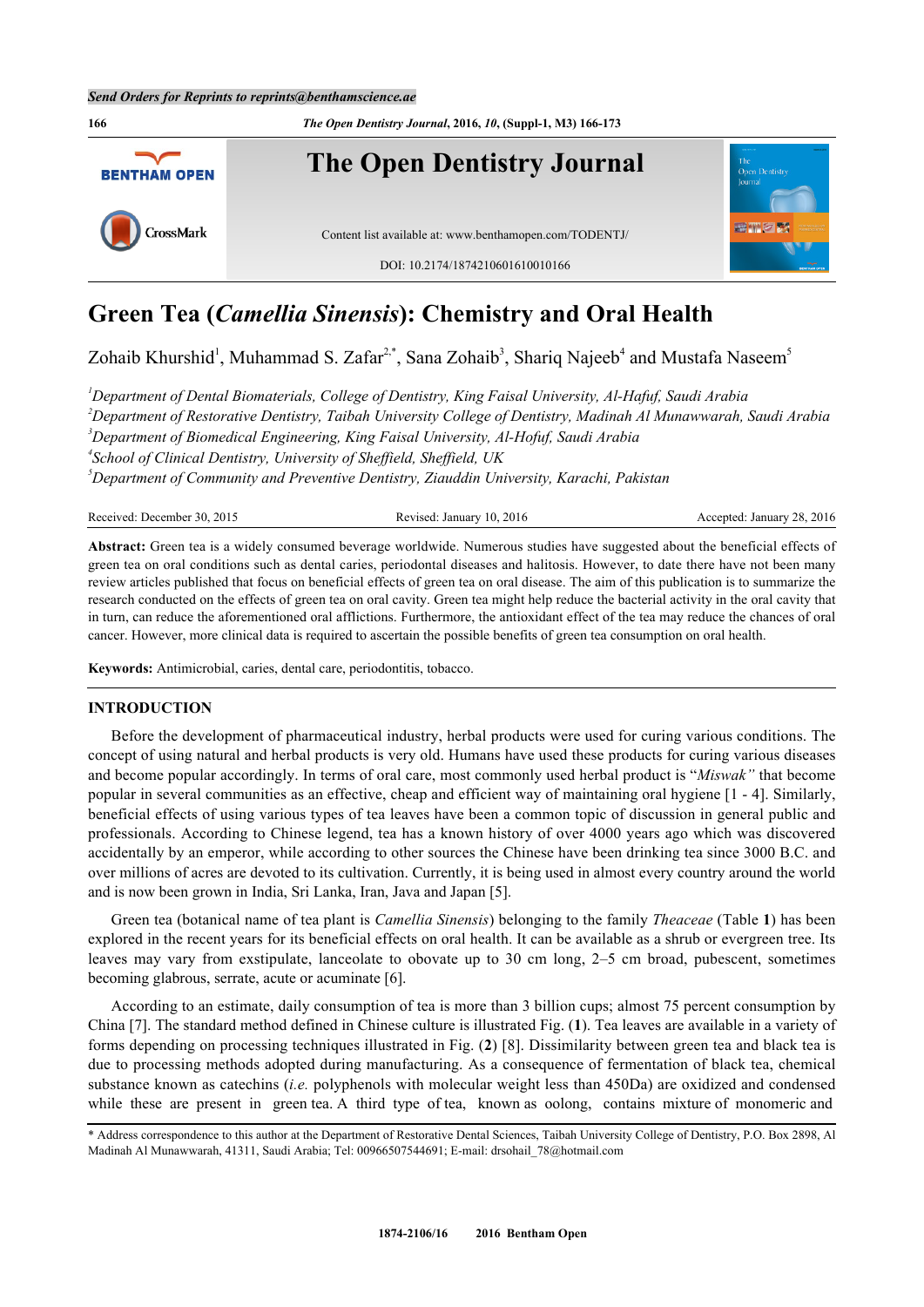# Green Tea (*Camellia Sinensis*): Chemistry and Oral Health

Zohaib Khurshid[1], Muhammad S. Zafar[2,*], Sana Zohaib[3], Shariq Najeeb[4] and Mustafa Naseem[5]

[1]*Department of Dental Biomaterials, College of Dentistry, King Faisal University, Al-Hafuf, Saudi Arabia*
[2]*Department of Restorative Dentistry, Taibah University College of Dentistry, Madinah Al Munawwarah, Saudi Arabia*
[3]*Department of Biomedical Engineering, King Faisal University, Al-Hofuf, Saudi Arabia*
[4]*School of Clinical Dentistry, University of Sheffield, Sheffield, UK*
[5]*Department of Community and Preventive Dentistry, Ziauddin University, Karachi, Pakistan*

Received: December 30, 2015 | Revised: January 10, 2016 | Accepted: January 28, 2016

**Abstract:** Green tea is a widely consumed beverage worldwide. Numerous studies have suggested about the beneficial effects of green tea on oral conditions such as dental caries, periodontal diseases and halitosis. However, to date there have not been many review articles published that focus on beneficial effects of green tea on oral disease. The aim of this publication is to summarize the research conducted on the effects of green tea on oral cavity. Green tea might help reduce the bacterial activity in the oral cavity that in turn, can reduce the aforementioned oral afflictions. Furthermore, the antioxidant effect of the tea may reduce the chances of oral cancer. However, more clinical data is required to ascertain the possible benefits of green tea consumption on oral health.

**Keywords:** Antimicrobial, caries, dental care, periodontitis, tobacco.

## INTRODUCTION

Before the development of pharmaceutical industry, herbal products were used for curing various conditions. The concept of using natural and herbal products is very old. Humans have used these products for curing various diseases and become popular accordingly. In terms of oral care, most commonly used herbal product is "*Miswak"* that become popular in several communities as an effective, cheap and efficient way of maintaining oral hygiene [1 - 4]. Similarly, beneficial effects of using various types of tea leaves have been a common topic of discussion in general public and professionals. According to Chinese legend, tea has a known history of over 4000 years ago which was discovered accidentally by an emperor, while according to other sources the Chinese have been drinking tea since 3000 B.C. and over millions of acres are devoted to its cultivation. Currently, it is being used in almost every country around the world and is now been grown in India, Sri Lanka, Iran, Java and Japan [5].

Green tea (botanical name of tea plant is *Camellia Sinensis*) belonging to the family *Theaceae* (Table **1**) has been explored in the recent years for its beneficial effects on oral health. It can be available as a shrub or evergreen tree. Its leaves may vary from exstipulate, lanceolate to obovate up to 30 cm long, 2–5 cm broad, pubescent, sometimes becoming glabrous, serrate, acute or acuminate [6].

According to an estimate, daily consumption of tea is more than 3 billion cups; almost 75 percent consumption by China [7]. The standard method defined in Chinese culture is illustrated Fig. (**1**). Tea leaves are available in a variety of forms depending on processing techniques illustrated in Fig. (**2**) [8]. Dissimilarity between green tea and black tea is due to processing methods adopted during manufacturing. As a consequence of fermentation of black tea, chemical substance known as catechins (*i.e.* polyphenols with molecular weight less than 450Da) are oxidized and condensed while these are present in green tea. A third type of tea, known as oolong, contains mixture of monomeric and

\* Address correspondence to this author at the Department of Restorative Dental Sciences, Taibah University College of Dentistry, P.O. Box 2898, Al Madinah Al Munawwarah, 41311, Saudi Arabia; Tel: 00966507544691; E-mail: drsohail_78@hotmail.com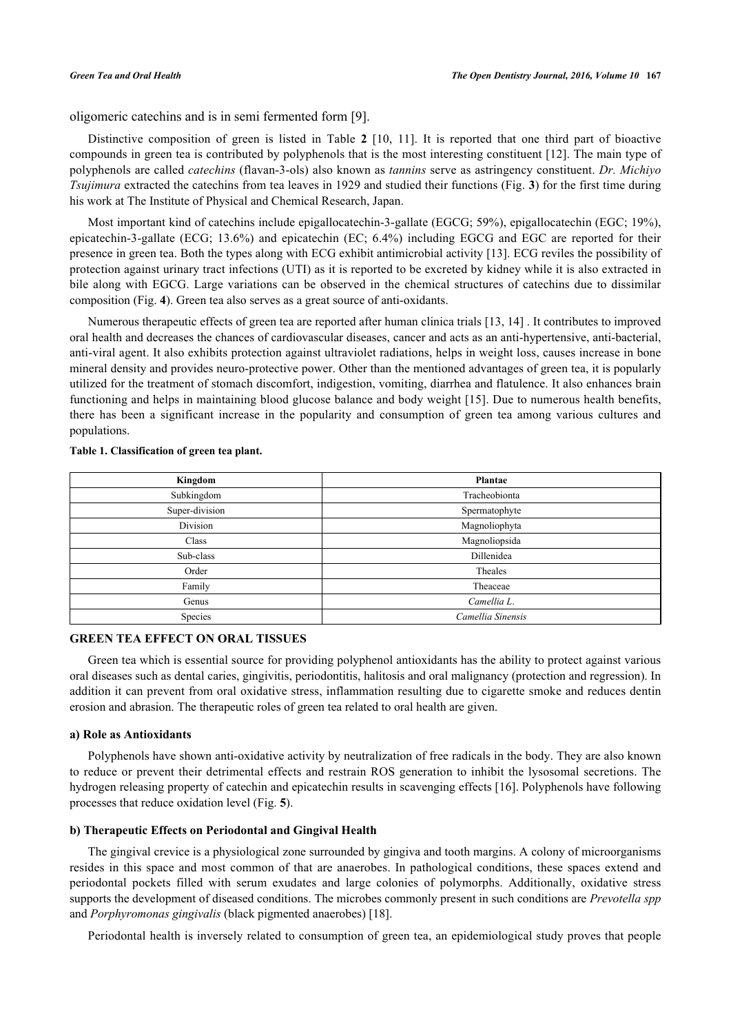oligomeric catechins and is in semi fermented form [9].

Distinctive composition of green is listed in Table **2** [10, 11]. It is reported that one third part of bioactive compounds in green tea is contributed by polyphenols that is the most interesting constituent [12]. The main type of polyphenols are called *catechins* (flavan-3-ols) also known as *tannins* serve as astringency constituent. *Dr. Michiyo Tsujimura* extracted the catechins from tea leaves in 1929 and studied their functions (Fig. **3**) for the first time during his work at The Institute of Physical and Chemical Research, Japan.

Most important kind of catechins include epigallocatechin-3-gallate (EGCG; 59%), epigallocatechin (EGC; 19%), epicatechin-3-gallate (ECG; 13.6%) and epicatechin (EC; 6.4%) including EGCG and EGC are reported for their presence in green tea. Both the types along with ECG exhibit antimicrobial activity [13]. ECG reviles the possibility of protection against urinary tract infections (UTI) as it is reported to be excreted by kidney while it is also extracted in bile along with EGCG. Large variations can be observed in the chemical structures of catechins due to dissimilar composition (Fig. **4**). Green tea also serves as a great source of anti-oxidants.

Numerous therapeutic effects of green tea are reported after human clinica trials [13, 14] . It contributes to improved oral health and decreases the chances of cardiovascular diseases, cancer and acts as an anti-hypertensive, anti-bacterial, anti-viral agent. It also exhibits protection against ultraviolet radiations, helps in weight loss, causes increase in bone mineral density and provides neuro-protective power. Other than the mentioned advantages of green tea, it is popularly utilized for the treatment of stomach discomfort, indigestion, vomiting, diarrhea and flatulence. It also enhances brain functioning and helps in maintaining blood glucose balance and body weight [15]. Due to numerous health benefits, there has been a significant increase in the popularity and consumption of green tea among various cultures and populations.

**Table 1. Classification of green tea plant.**

| Kingdom | Plantae |
|---|---|
| Subkingdom | Tracheobionta |
| Super-division | Spermatophyte |
| Division | Magnoliophyta |
| Class | Magnoliopsida |
| Sub-class | Dillenidea |
| Order | Theales |
| Family | Theaceae |
| Genus | *Camellia L.* |
| Species | *Camellia Sinensis* |

## GREEN TEA EFFECT ON ORAL TISSUES

Green tea which is essential source for providing polyphenol antioxidants has the ability to protect against various oral diseases such as dental caries, gingivitis, periodontitis, halitosis and oral malignancy (protection and regression). In addition it can prevent from oral oxidative stress, inflammation resulting due to cigarette smoke and reduces dentin erosion and abrasion. The therapeutic roles of green tea related to oral health are given.

### a) Role as Antioxidants

Polyphenols have shown anti-oxidative activity by neutralization of free radicals in the body. They are also known to reduce or prevent their detrimental effects and restrain ROS generation to inhibit the lysosomal secretions. The hydrogen releasing property of catechin and epicatechin results in scavenging effects [16]. Polyphenols have following processes that reduce oxidation level (Fig. **5**).

### b) Therapeutic Effects on Periodontal and Gingival Health

The gingival crevice is a physiological zone surrounded by gingiva and tooth margins. A colony of microorganisms resides in this space and most common of that are anaerobes. In pathological conditions, these spaces extend and periodontal pockets filled with serum exudates and large colonies of polymorphs. Additionally, oxidative stress supports the development of diseased conditions. The microbes commonly present in such conditions are *Prevotella spp* and *Porphyromonas gingivalis* (black pigmented anaerobes) [18].

Periodontal health is inversely related to consumption of green tea, an epidemiological study proves that people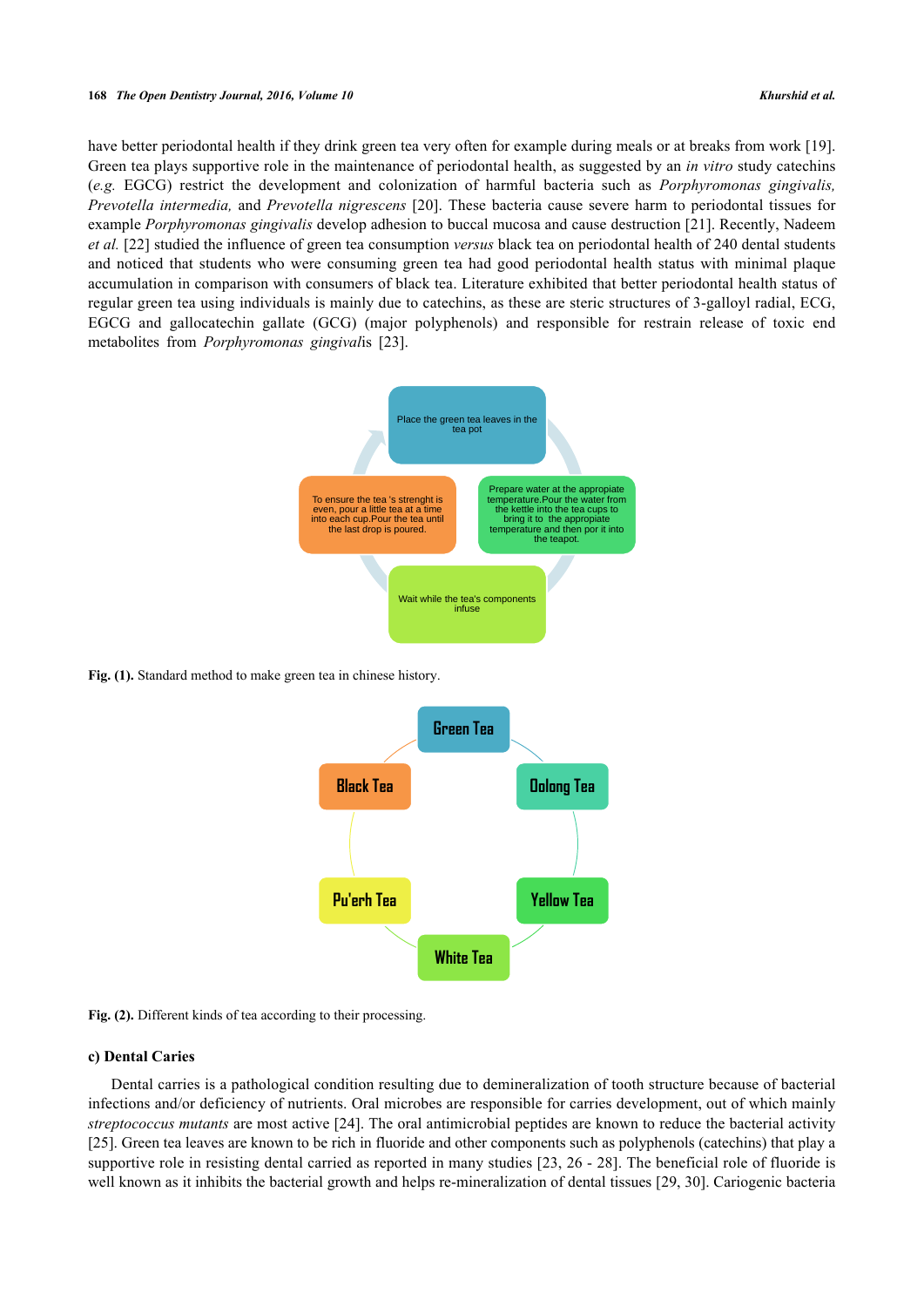have better periodontal health if they drink green tea very often for example during meals or at breaks from work [19]. Green tea plays supportive role in the maintenance of periodontal health, as suggested by an *in vitro* study catechins (*e.g.* EGCG) restrict the development and colonization of harmful bacteria such as *Porphyromonas gingivalis, Prevotella intermedia,* and *Prevotella nigrescens* [20]. These bacteria cause severe harm to periodontal tissues for example *Porphyromonas gingivalis* develop adhesion to buccal mucosa and cause destruction [21]. Recently, Nadeem *et al.* [22] studied the influence of green tea consumption *versus* black tea on periodontal health of 240 dental students and noticed that students who were consuming green tea had good periodontal health status with minimal plaque accumulation in comparison with consumers of black tea. Literature exhibited that better periodontal health status of regular green tea using individuals is mainly due to catechins, as these are steric structures of 3-galloyl radial, ECG, EGCG and gallocatechin gallate (GCG) (major polyphenols) and responsible for restrain release of toxic end metabolites from *Porphyromonas gingival*is [23].

Place the green tea leaves in the tea pot

Prepare water at the appropiate temperature.Pour the water from the kettle into the tea cups to bring it to the appropiate temperature and then por it into the teapot.

Wait while the tea's components infuse

To ensure the tea 's strenght is even, pour a little tea at a time into each cup.Pour the tea until the last drop is poured.

**Fig. (1).** Standard method to make green tea in chinese history.

Green Tea

Oolong Tea

Yellow Tea

White Tea

Pu'erh Tea

Black Tea

**Fig. (2).** Different kinds of tea according to their processing.

### c) Dental Caries

Dental carries is a pathological condition resulting due to demineralization of tooth structure because of bacterial infections and/or deficiency of nutrients. Oral microbes are responsible for carries development, out of which mainly *streptococcus mutants* are most active [24]. The oral antimicrobial peptides are known to reduce the bacterial activity [25]. Green tea leaves are known to be rich in fluoride and other components such as polyphenols (catechins) that play a supportive role in resisting dental carried as reported in many studies [23, 26 - 28]. The beneficial role of fluoride is well known as it inhibits the bacterial growth and helps re-mineralization of dental tissues [29, 30]. Cariogenic bacteria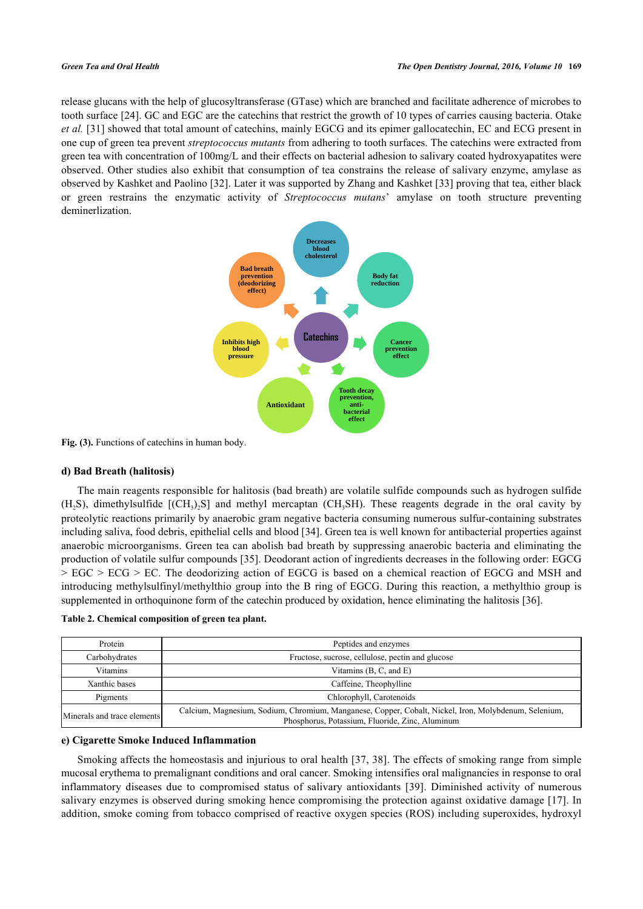release glucans with the help of glucosyltransferase (GTase) which are branched and facilitate adherence of microbes to tooth surface [24]. GC and EGC are the catechins that restrict the growth of 10 types of carries causing bacteria. Otake *et al.* [31] showed that total amount of catechins, mainly EGCG and its epimer gallocatechin, EC and ECG present in one cup of green tea prevent *streptococcus mutants* from adhering to tooth surfaces. The catechins were extracted from green tea with concentration of 100mg/L and their effects on bacterial adhesion to salivary coated hydroxyapatites were observed. Other studies also exhibit that consumption of tea constrains the release of salivary enzyme, amylase as observed by Kashket and Paolino [32]. Later it was supported by Zhang and Kashket [33] proving that tea, either black or green restrains the enzymatic activity of *Streptococcus mutans*' amylase on tooth structure preventing deminerlization.

**Fig. (3).** Functions of catechins in human body.

#### d) Bad Breath (halitosis)

The main reagents responsible for halitosis (bad breath) are volatile sulfide compounds such as hydrogen sulfide ($H_2S$), dimethylsulfide [$(CH_3)_2S$] and methyl mercaptan ($CH_3SH$). These reagents degrade in the oral cavity by proteolytic reactions primarily by anaerobic gram negative bacteria consuming numerous sulfur-containing substrates including saliva, food debris, epithelial cells and blood [34]. Green tea is well known for antibacterial properties against anaerobic microorganisms. Green tea can abolish bad breath by suppressing anaerobic bacteria and eliminating the production of volatile sulfur compounds [35]. Deodorant action of ingredients decreases in the following order: EGCG > EGC > ECG > EC. The deodorizing action of EGCG is based on a chemical reaction of EGCG and MSH and introducing methylsulfinyl/methylthio group into the B ring of EGCG. During this reaction, a methylthio group is supplemented in orthoquinone form of the catechin produced by oxidation, hence eliminating the halitosis [36].

**Table 2. Chemical composition of green tea plant.**

| | |
|---|---|
| Protein | Peptides and enzymes |
| Carbohydrates | Fructose, sucrose, cellulose, pectin and glucose |
| Vitamins | Vitamins (B, C, and E) |
| Xanthic bases | Caffeine, Theophylline |
| Pigments | Chlorophyll, Carotenoids |
| Minerals and trace elements | Calcium, Magnesium, Sodium, Chromium, Manganese, Copper, Cobalt, Nickel, Iron, Molybdenum, Selenium, Phosphorus, Potassium, Fluoride, Zinc, Aluminum |

#### e) Cigarette Smoke Induced Inflammation

Smoking affects the homeostasis and injurious to oral health [37, 38]. The effects of smoking range from simple mucosal erythema to premalignant conditions and oral cancer. Smoking intensifies oral malignancies in response to oral inflammatory diseases due to compromised status of salivary antioxidants [39]. Diminished activity of numerous salivary enzymes is observed during smoking hence compromising the protection against oxidative damage [17]. In addition, smoke coming from tobacco comprised of reactive oxygen species (ROS) including superoxides, hydroxyl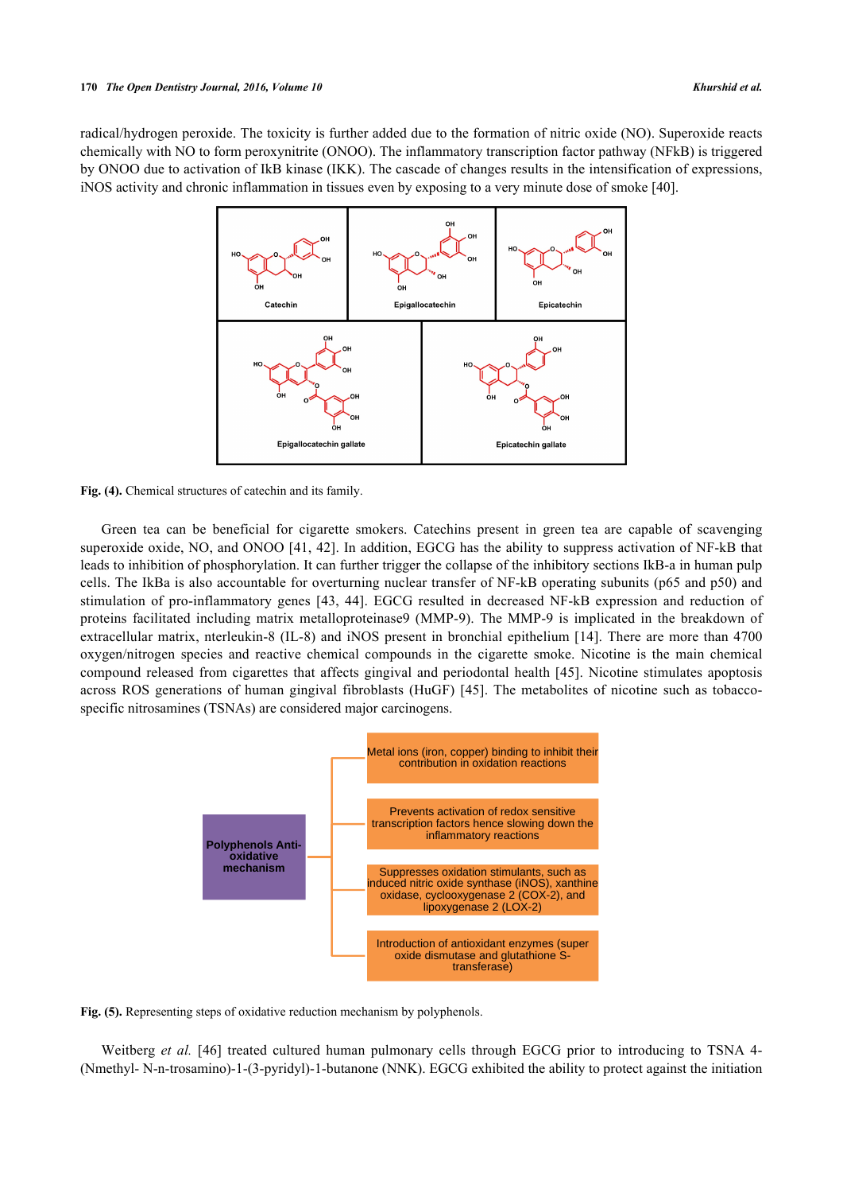radical/hydrogen peroxide. The toxicity is further added due to the formation of nitric oxide (NO). Superoxide reacts chemically with NO to form peroxynitrite (ONOO). The inflammatory transcription factor pathway (NFkB) is triggered by ONOO due to activation of IkB kinase (IKK). The cascade of changes results in the intensification of expressions, iNOS activity and chronic inflammation in tissues even by exposing to a very minute dose of smoke [40].

**Fig. (4).** Chemical structures of catechin and its family.

Green tea can be beneficial for cigarette smokers. Catechins present in green tea are capable of scavenging superoxide oxide, NO, and ONOO [41, 42]. In addition, EGCG has the ability to suppress activation of NF-kB that leads to inhibition of phosphorylation. It can further trigger the collapse of the inhibitory sections IkB-a in human pulp cells. The IkBa is also accountable for overturning nuclear transfer of NF-kB operating subunits (p65 and p50) and stimulation of pro-inflammatory genes [43, 44]. EGCG resulted in decreased NF-kB expression and reduction of proteins facilitated including matrix metalloproteinase9 (MMP-9). The MMP-9 is implicated in the breakdown of extracellular matrix, nterleukin-8 (IL-8) and iNOS present in bronchial epithelium [14]. There are more than 4700 oxygen/nitrogen species and reactive chemical compounds in the cigarette smoke. Nicotine is the main chemical compound released from cigarettes that affects gingival and periodontal health [45]. Nicotine stimulates apoptosis across ROS generations of human gingival fibroblasts (HuGF) [45]. The metabolites of nicotine such as tobacco-specific nitrosamines (TSNAs) are considered major carcinogens.

**Fig. (5).** Representing steps of oxidative reduction mechanism by polyphenols.

Weitberg *et al.* [46] treated cultured human pulmonary cells through EGCG prior to introducing to TSNA 4-(Nmethyl- N-n-trosamino)-1-(3-pyridyl)-1-butanone (NNK). EGCG exhibited the ability to protect against the initiation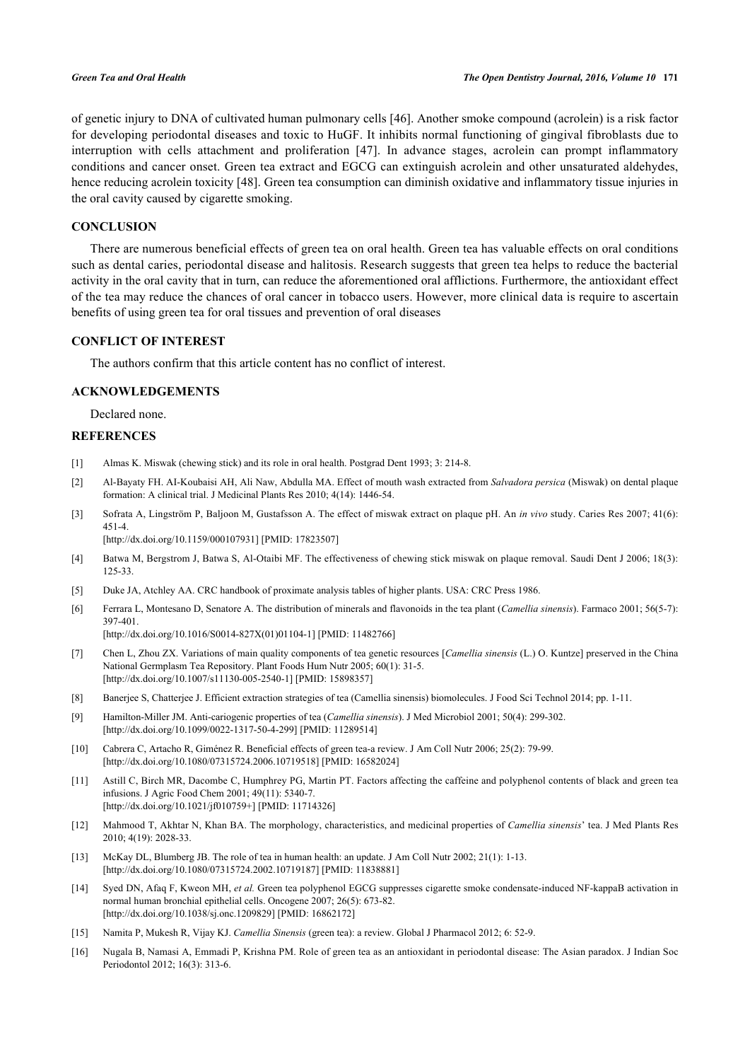of genetic injury to DNA of cultivated human pulmonary cells [46]. Another smoke compound (acrolein) is a risk factor for developing periodontal diseases and toxic to HuGF. It inhibits normal functioning of gingival fibroblasts due to interruption with cells attachment and proliferation [47]. In advance stages, acrolein can prompt inflammatory conditions and cancer onset. Green tea extract and EGCG can extinguish acrolein and other unsaturated aldehydes, hence reducing acrolein toxicity [48]. Green tea consumption can diminish oxidative and inflammatory tissue injuries in the oral cavity caused by cigarette smoking.

## CONCLUSION

There are numerous beneficial effects of green tea on oral health. Green tea has valuable effects on oral conditions such as dental caries, periodontal disease and halitosis. Research suggests that green tea helps to reduce the bacterial activity in the oral cavity that in turn, can reduce the aforementioned oral afflictions. Furthermore, the antioxidant effect of the tea may reduce the chances of oral cancer in tobacco users. However, more clinical data is require to ascertain benefits of using green tea for oral tissues and prevention of oral diseases

## CONFLICT OF INTEREST

The authors confirm that this article content has no conflict of interest.

## ACKNOWLEDGEMENTS

Declared none.

## REFERENCES

[1] Almas K. Miswak (chewing stick) and its role in oral health. Postgrad Dent 1993; 3: 214-8.

[2] Al-Bayaty FH. AI-Koubaisi AH, Ali Naw, Abdulla MA. Effect of mouth wash extracted from *Salvadora persica* (Miswak) on dental plaque formation: A clinical trial. J Medicinal Plants Res 2010; 4(14): 1446-54.

[3] Sofrata A, Lingström P, Baljoon M, Gustafsson A. The effect of miswak extract on plaque pH. An *in vivo* study. Caries Res 2007; 41(6): 451-4.
[http://dx.doi.org/10.1159/000107931] [PMID: 17823507]

[4] Batwa M, Bergstrom J, Batwa S, Al-Otaibi MF. The effectiveness of chewing stick miswak on plaque removal. Saudi Dent J 2006; 18(3): 125-33.

[5] Duke JA, Atchley AA. CRC handbook of proximate analysis tables of higher plants. USA: CRC Press 1986.

[6] Ferrara L, Montesano D, Senatore A. The distribution of minerals and flavonoids in the tea plant (*Camellia sinensis*). Farmaco 2001; 56(5-7): 397-401.
[http://dx.doi.org/10.1016/S0014-827X(01)01104-1] [PMID: 11482766]

[7] Chen L, Zhou ZX. Variations of main quality components of tea genetic resources [*Camellia sinensis* (L.) O. Kuntze] preserved in the China National Germplasm Tea Repository. Plant Foods Hum Nutr 2005; 60(1): 31-5.
[http://dx.doi.org/10.1007/s11130-005-2540-1] [PMID: 15898357]

[8] Banerjee S, Chatterjee J. Efficient extraction strategies of tea (Camellia sinensis) biomolecules. J Food Sci Technol 2014; pp. 1-11.

[9] Hamilton-Miller JM. Anti-cariogenic properties of tea (*Camellia sinensis*). J Med Microbiol 2001; 50(4): 299-302.
[http://dx.doi.org/10.1099/0022-1317-50-4-299] [PMID: 11289514]

[10] Cabrera C, Artacho R, Giménez R. Beneficial effects of green tea-a review. J Am Coll Nutr 2006; 25(2): 79-99.
[http://dx.doi.org/10.1080/07315724.2006.10719518] [PMID: 16582024]

[11] Astill C, Birch MR, Dacombe C, Humphrey PG, Martin PT. Factors affecting the caffeine and polyphenol contents of black and green tea infusions. J Agric Food Chem 2001; 49(11): 5340-7.
[http://dx.doi.org/10.1021/jf010759+] [PMID: 11714326]

[12] Mahmood T, Akhtar N, Khan BA. The morphology, characteristics, and medicinal properties of *Camellia sinensis*' tea. J Med Plants Res 2010; 4(19): 2028-33.

[13] McKay DL, Blumberg JB. The role of tea in human health: an update. J Am Coll Nutr 2002; 21(1): 1-13.
[http://dx.doi.org/10.1080/07315724.2002.10719187] [PMID: 11838881]

[14] Syed DN, Afaq F, Kweon MH, *et al.* Green tea polyphenol EGCG suppresses cigarette smoke condensate-induced NF-kappaB activation in normal human bronchial epithelial cells. Oncogene 2007; 26(5): 673-82.
[http://dx.doi.org/10.1038/sj.onc.1209829] [PMID: 16862172]

[15] Namita P, Mukesh R, Vijay KJ. *Camellia Sinensis* (green tea): a review. Global J Pharmacol 2012; 6: 52-9.

[16] Nugala B, Namasi A, Emmadi P, Krishna PM. Role of green tea as an antioxidant in periodontal disease: The Asian paradox. J Indian Soc Periodontol 2012; 16(3): 313-6.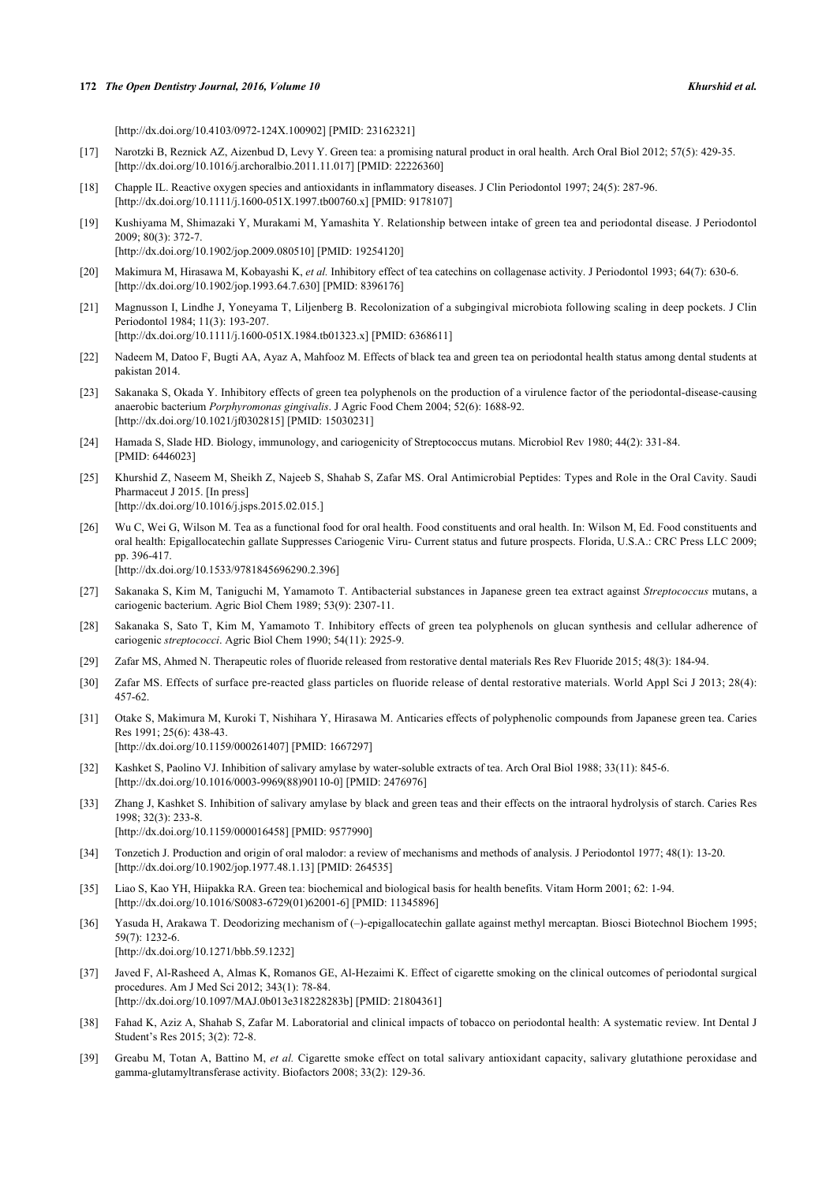[http://dx.doi.org/10.4103/0972-124X.100902] [PMID: 23162321]

[17] Narotzki B, Reznick AZ, Aizenbud D, Levy Y. Green tea: a promising natural product in oral health. Arch Oral Biol 2012; 57(5): 429-35. [http://dx.doi.org/10.1016/j.archoralbio.2011.11.017] [PMID: 22226360]

[18] Chapple IL. Reactive oxygen species and antioxidants in inflammatory diseases. J Clin Periodontol 1997; 24(5): 287-96. [http://dx.doi.org/10.1111/j.1600-051X.1997.tb00760.x] [PMID: 9178107]

[19] Kushiyama M, Shimazaki Y, Murakami M, Yamashita Y. Relationship between intake of green tea and periodontal disease. J Periodontol 2009; 80(3): 372-7. [http://dx.doi.org/10.1902/jop.2009.080510] [PMID: 19254120]

[20] Makimura M, Hirasawa M, Kobayashi K, *et al.* Inhibitory effect of tea catechins on collagenase activity. J Periodontol 1993; 64(7): 630-6. [http://dx.doi.org/10.1902/jop.1993.64.7.630] [PMID: 8396176]

[21] Magnusson I, Lindhe J, Yoneyama T, Liljenberg B. Recolonization of a subgingival microbiota following scaling in deep pockets. J Clin Periodontol 1984; 11(3): 193-207. [http://dx.doi.org/10.1111/j.1600-051X.1984.tb01323.x] [PMID: 6368611]

[22] Nadeem M, Datoo F, Bugti AA, Ayaz A, Mahfooz M. Effects of black tea and green tea on periodontal health status among dental students at pakistan 2014.

[23] Sakanaka S, Okada Y. Inhibitory effects of green tea polyphenols on the production of a virulence factor of the periodontal-disease-causing anaerobic bacterium *Porphyromonas gingivalis*. J Agric Food Chem 2004; 52(6): 1688-92. [http://dx.doi.org/10.1021/jf0302815] [PMID: 15030231]

[24] Hamada S, Slade HD. Biology, immunology, and cariogenicity of Streptococcus mutans. Microbiol Rev 1980; 44(2): 331-84. [PMID: 6446023]

[25] Khurshid Z, Naseem M, Sheikh Z, Najeeb S, Shahab S, Zafar MS. Oral Antimicrobial Peptides: Types and Role in the Oral Cavity. Saudi Pharmaceut J 2015. [In press] [http://dx.doi.org/10.1016/j.jsps.2015.02.015.]

[26] Wu C, Wei G, Wilson M. Tea as a functional food for oral health. Food constituents and oral health. In: Wilson M, Ed. Food constituents and oral health: Epigallocatechin gallate Suppresses Cariogenic Viru- Current status and future prospects. Florida, U.S.A.: CRC Press LLC 2009; pp. 396-417. [http://dx.doi.org/10.1533/9781845696290.2.396]

[27] Sakanaka S, Kim M, Taniguchi M, Yamamoto T. Antibacterial substances in Japanese green tea extract against *Streptococcus* mutans, a cariogenic bacterium. Agric Biol Chem 1989; 53(9): 2307-11.

[28] Sakanaka S, Sato T, Kim M, Yamamoto T. Inhibitory effects of green tea polyphenols on glucan synthesis and cellular adherence of cariogenic *streptococci*. Agric Biol Chem 1990; 54(11): 2925-9.

[29] Zafar MS, Ahmed N. Therapeutic roles of fluoride released from restorative dental materials Res Rev Fluoride 2015; 48(3): 184-94.

[30] Zafar MS. Effects of surface pre-reacted glass particles on fluoride release of dental restorative materials. World Appl Sci J 2013; 28(4): 457-62.

[31] Otake S, Makimura M, Kuroki T, Nishihara Y, Hirasawa M. Anticaries effects of polyphenolic compounds from Japanese green tea. Caries Res 1991; 25(6): 438-43. [http://dx.doi.org/10.1159/000261407] [PMID: 1667297]

[32] Kashket S, Paolino VJ. Inhibition of salivary amylase by water-soluble extracts of tea. Arch Oral Biol 1988; 33(11): 845-6. [http://dx.doi.org/10.1016/0003-9969(88)90110-0] [PMID: 2476976]

[33] Zhang J, Kashket S. Inhibition of salivary amylase by black and green teas and their effects on the intraoral hydrolysis of starch. Caries Res 1998; 32(3): 233-8. [http://dx.doi.org/10.1159/000016458] [PMID: 9577990]

[34] Tonzetich J. Production and origin of oral malodor: a review of mechanisms and methods of analysis. J Periodontol 1977; 48(1): 13-20. [http://dx.doi.org/10.1902/jop.1977.48.1.13] [PMID: 264535]

[35] Liao S, Kao YH, Hiipakka RA. Green tea: biochemical and biological basis for health benefits. Vitam Horm 2001; 62: 1-94. [http://dx.doi.org/10.1016/S0083-6729(01)62001-6] [PMID: 11345896]

[36] Yasuda H, Arakawa T. Deodorizing mechanism of (–)-epigallocatechin gallate against methyl mercaptan. Biosci Biotechnol Biochem 1995; 59(7): 1232-6. [http://dx.doi.org/10.1271/bbb.59.1232]

[37] Javed F, Al-Rasheed A, Almas K, Romanos GE, Al-Hezaimi K. Effect of cigarette smoking on the clinical outcomes of periodontal surgical procedures. Am J Med Sci 2012; 343(1): 78-84. [http://dx.doi.org/10.1097/MAJ.0b013e318228283b] [PMID: 21804361]

[38] Fahad K, Aziz A, Shahab S, Zafar M. Laboratorial and clinical impacts of tobacco on periodontal health: A systematic review. Int Dental J Student's Res 2015; 3(2): 72-8.

[39] Greabu M, Totan A, Battino M, *et al.* Cigarette smoke effect on total salivary antioxidant capacity, salivary glutathione peroxidase and gamma-glutamyltransferase activity. Biofactors 2008; 33(2): 129-36.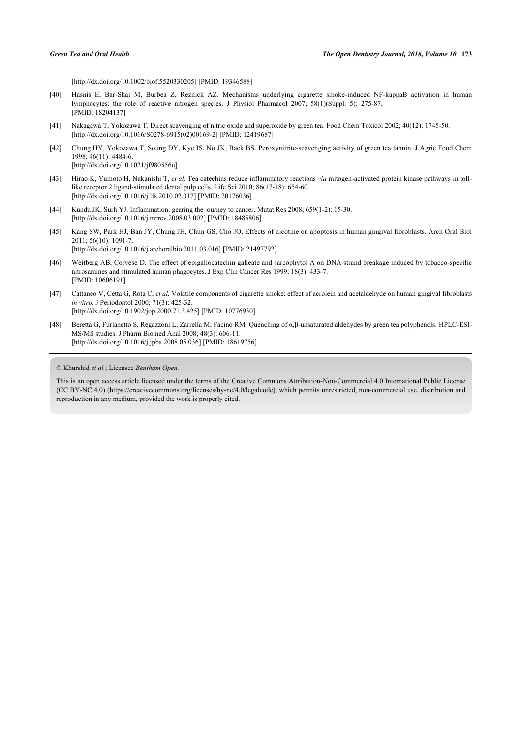[http://dx.doi.org/10.1002/biof.5520330205] [PMID: 19346588]

[40] Hasnis E, Bar-Shai M, Burbea Z, Reznick AZ. Mechanisms underlying cigarette smoke-induced NF-kappaB activation in human lymphocytes: the role of reactive nitrogen species. J Physiol Pharmacol 2007; 58(1)(Suppl. 5): 275-87. [PMID: 18204137]

[41] Nakagawa T, Yokozawa T. Direct scavenging of nitric oxide and superoxide by green tea. Food Chem Toxicol 2002; 40(12): 1745-50. [http://dx.doi.org/10.1016/S0278-6915(02)00169-2] [PMID: 12419687]

[42] Chung HY, Yokozawa T, Soung DY, Kye IS, No JK, Baek BS. Peroxynitrite-scavenging activity of green tea tannin. J Agric Food Chem 1998; 46(11): 4484-6. [http://dx.doi.org/10.1021/jf980556u]

[43] Hirao K, Yumoto H, Nakanishi T, *et al.* Tea catechins reduce inflammatory reactions *via* mitogen-activated protein kinase pathways in toll-like receptor 2 ligand-stimulated dental pulp cells. Life Sci 2010; 86(17-18): 654-60. [http://dx.doi.org/10.1016/j.lfs.2010.02.017] [PMID: 20176036]

[44] Kundu JK, Surh YJ. Inflammation: gearing the journey to cancer. Mutat Res 2008; 659(1-2): 15-30. [http://dx.doi.org/10.1016/j.mrrev.2008.03.002] [PMID: 18485806]

[45] Kang SW, Park HJ, Ban JY, Chung JH, Chun GS, Cho JO. Effects of nicotine on apoptosis in human gingival fibroblasts. Arch Oral Biol 2011; 56(10): 1091-7. [http://dx.doi.org/10.1016/j.archoralbio.2011.03.016] [PMID: 21497792]

[46] Weitberg AB, Corvese D. The effect of epigallocatechin galleate and sarcophytol A on DNA strand breakage induced by tobacco-specific nitrosamines and stimulated human phagocytes. J Exp Clin Cancer Res 1999; 18(3): 433-7. [PMID: 10606191]

[47] Cattaneo V, Cetta G, Rota C, *et al.* Volatile components of cigarette smoke: effect of acrolein and acetaldehyde on human gingival fibroblasts *in vitro.* J Periodontol 2000; 71(3): 425-32. [http://dx.doi.org/10.1902/jop.2000.71.3.425] [PMID: 10776930]

[48] Beretta G, Furlanetto S, Regazzoni L, Zarrella M, Facino RM. Quenching of α,β-unsaturated aldehydes by green tea polyphenols: HPLC-ESI-MS/MS studies. J Pharm Biomed Anal 2008; 48(3): 606-11. [http://dx.doi.org/10.1016/j.jpba.2008.05.036] [PMID: 18619756]

---

© Khurshid *et al.*; Licensee *Bentham Open.*

This is an open access article licensed under the terms of the Creative Commons Attribution-Non-Commercial 4.0 International Public License (CC BY-NC 4.0) (https://creativecommons.org/licenses/by-nc/4.0/legalcode), which permits unrestricted, non-commercial use, distribution and reproduction in any medium, provided the work is properly cited.